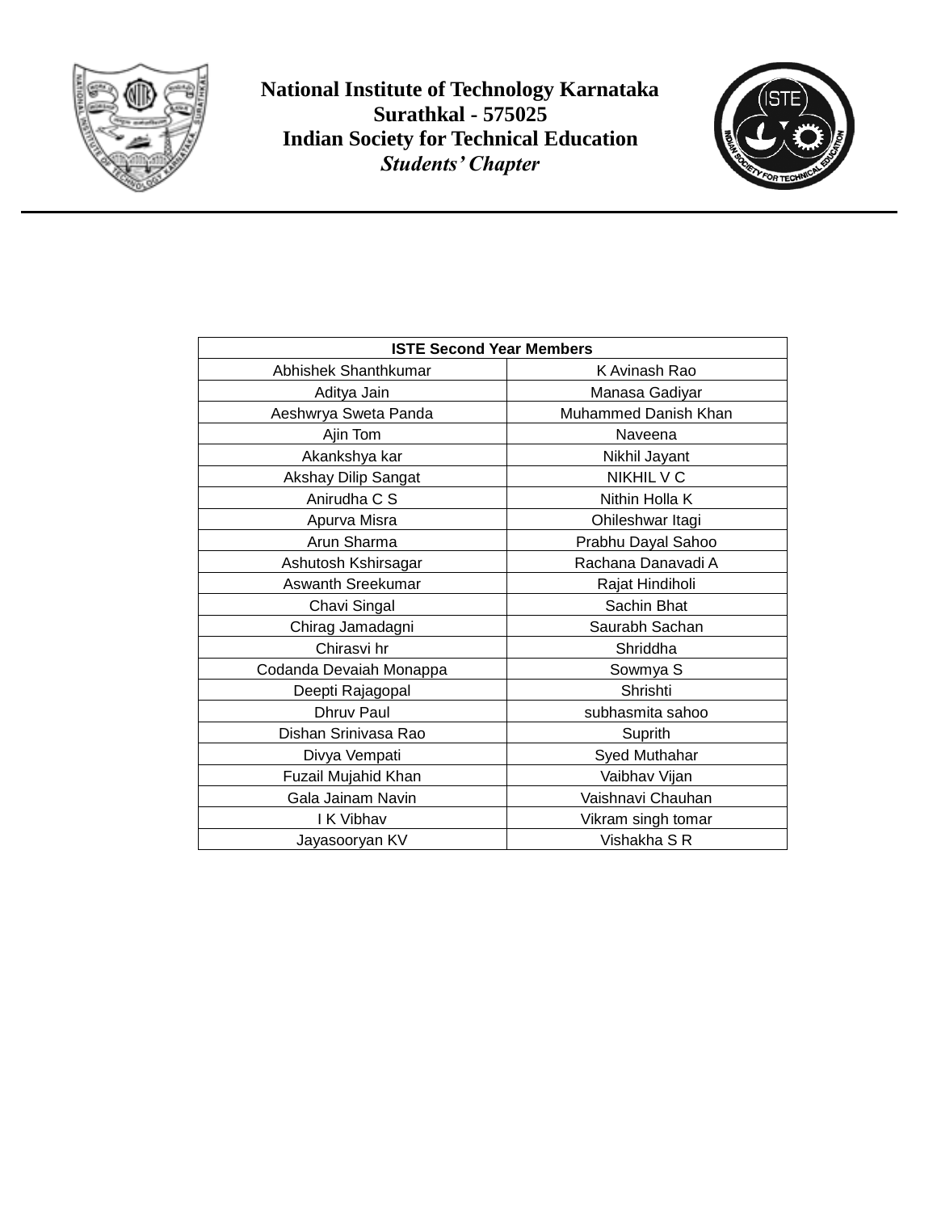**National Institute of Technology Karnataka**
**Surathkal - 575025**
**Indian Society for Technical Education**
***Students' Chapter***

| ISTE Second Year Members | |
|---|---|
| Abhishek Shanthkumar | K Avinash Rao |
| Aditya Jain | Manasa Gadiyar |
| Aeshwrya Sweta Panda | Muhammed Danish Khan |
| Ajin Tom | Naveena |
| Akankshya kar | Nikhil Jayant |
| Akshay Dilip Sangat | NIKHIL V C |
| Anirudha C S | Nithin Holla K |
| Apurva Misra | Ohileshwar Itagi |
| Arun Sharma | Prabhu Dayal Sahoo |
| Ashutosh Kshirsagar | Rachana Danavadi A |
| Aswanth Sreekumar | Rajat Hindiholi |
| Chavi Singal | Sachin Bhat |
| Chirag Jamadagni | Saurabh Sachan |
| Chirasvi hr | Shriddha |
| Codanda Devaiah Monappa | Sowmya S |
| Deepti Rajagopal | Shrishti |
| Dhruv Paul | subhasmita sahoo |
| Dishan Srinivasa Rao | Suprith |
| Divya Vempati | Syed Muthahar |
| Fuzail Mujahid Khan | Vaibhav Vijan |
| Gala Jainam Navin | Vaishnavi Chauhan |
| I K Vibhav | Vikram singh tomar |
| Jayasooryan KV | Vishakha S R |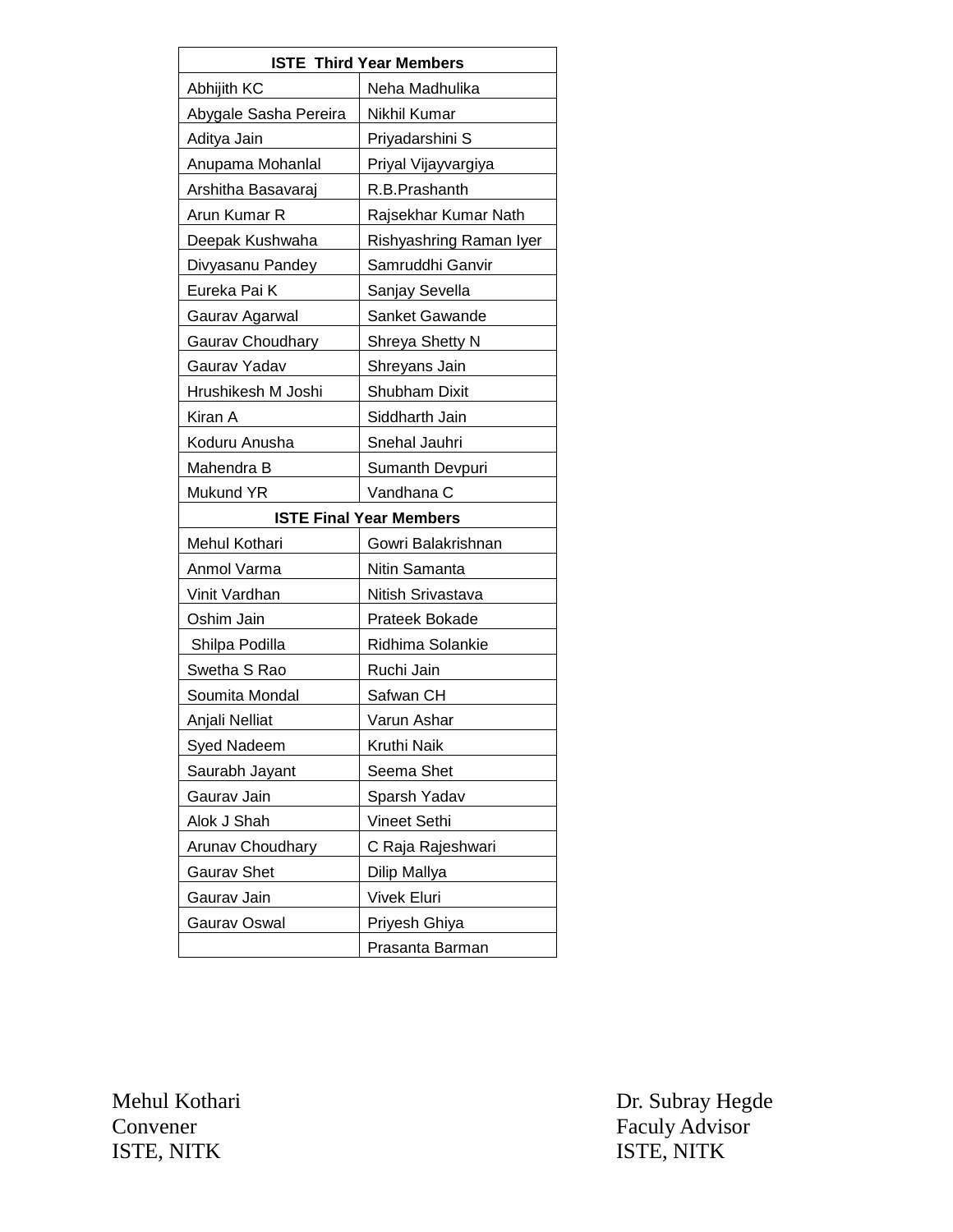| ISTE Third Year Members | |
|---|---|
| Abhijith KC | Neha Madhulika |
| Abygale Sasha Pereira | Nikhil Kumar |
| Aditya Jain | Priyadarshini S |
| Anupama Mohanlal | Priyal Vijayvargiya |
| Arshitha Basavaraj | R.B.Prashanth |
| Arun Kumar R | Rajsekhar Kumar Nath |
| Deepak Kushwaha | Rishyashring Raman Iyer |
| Divyasanu Pandey | Samruddhi Ganvir |
| Eureka Pai K | Sanjay Sevella |
| Gaurav Agarwal | Sanket Gawande |
| Gaurav Choudhary | Shreya Shetty N |
| Gaurav Yadav | Shreyans Jain |
| Hrushikesh M Joshi | Shubham Dixit |
| Kiran A | Siddharth Jain |
| Koduru Anusha | Snehal Jauhri |
| Mahendra B | Sumanth Devpuri |
| Mukund YR | Vandhana C |
| **ISTE Final Year Members** | |
| Mehul Kothari | Gowri Balakrishnan |
| Anmol Varma | Nitin Samanta |
| Vinit Vardhan | Nitish Srivastava |
| Oshim Jain | Prateek Bokade |
| Shilpa Podilla | Ridhima Solankie |
| Swetha S Rao | Ruchi Jain |
| Soumita Mondal | Safwan CH |
| Anjali Nelliat | Varun Ashar |
| Syed Nadeem | Kruthi Naik |
| Saurabh Jayant | Seema Shet |
| Gaurav Jain | Sparsh Yadav |
| Alok J Shah | Vineet Sethi |
| Arunav Choudhary | C Raja Rajeshwari |
| Gaurav Shet | Dilip Mallya |
| Gaurav Jain | Vivek Eluri |
| Gaurav Oswal | Priyesh Ghiya |
| | Prasanta Barman |

Mehul Kothari
Convener
ISTE, NITK

Dr. Subray Hegde
Faculy Advisor
ISTE, NITK